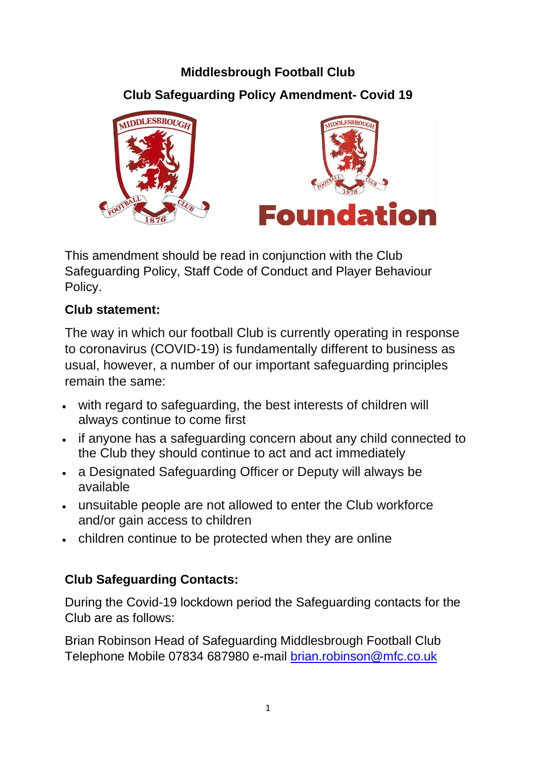# Middlesbrough Football Club

## Club Safeguarding Policy Amendment- Covid 19

This amendment should be read in conjunction with the Club Safeguarding Policy, Staff Code of Conduct and Player Behaviour Policy.

**Club statement:**

The way in which our football Club is currently operating in response to coronavirus (COVID-19) is fundamentally different to business as usual, however, a number of our important safeguarding principles remain the same:

- with regard to safeguarding, the best interests of children will always continue to come first
- if anyone has a safeguarding concern about any child connected to the Club they should continue to act and act immediately
- a Designated Safeguarding Officer or Deputy will always be available
- unsuitable people are not allowed to enter the Club workforce and/or gain access to children
- children continue to be protected when they are online

**Club Safeguarding Contacts:**

During the Covid-19 lockdown period the Safeguarding contacts for the Club are as follows:

Brian Robinson Head of Safeguarding Middlesbrough Football Club Telephone Mobile 07834 687980 e-mail brian.robinson@mfc.co.uk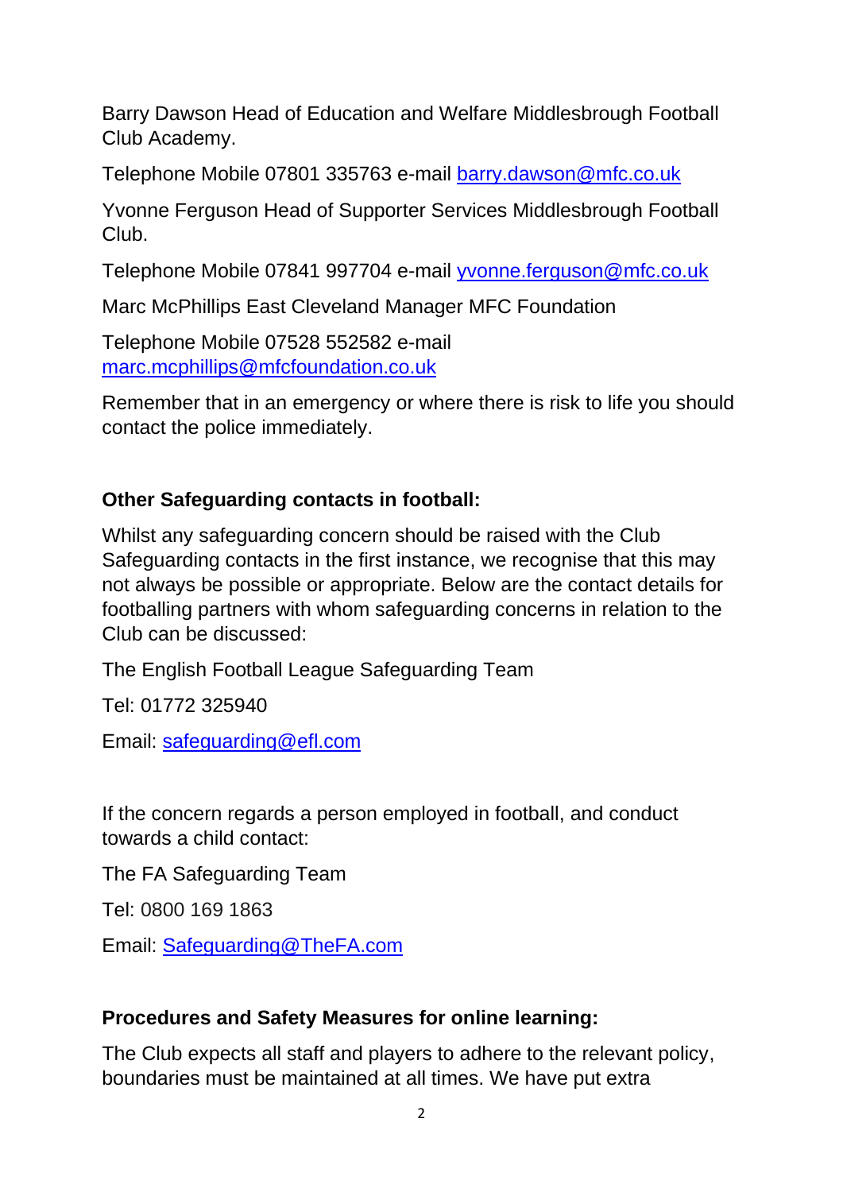Barry Dawson Head of Education and Welfare Middlesbrough Football Club Academy.

Telephone Mobile 07801 335763 e-mail barry.dawson@mfc.co.uk

Yvonne Ferguson Head of Supporter Services Middlesbrough Football Club.

Telephone Mobile 07841 997704 e-mail yvonne.ferguson@mfc.co.uk

Marc McPhillips East Cleveland Manager MFC Foundation

Telephone Mobile 07528 552582 e-mail marc.mcphillips@mfcfoundation.co.uk

Remember that in an emergency or where there is risk to life you should contact the police immediately.

**Other Safeguarding contacts in football:**

Whilst any safeguarding concern should be raised with the Club Safeguarding contacts in the first instance, we recognise that this may not always be possible or appropriate. Below are the contact details for footballing partners with whom safeguarding concerns in relation to the Club can be discussed:

The English Football League Safeguarding Team

Tel: 01772 325940

Email: safeguarding@efl.com

If the concern regards a person employed in football, and conduct towards a child contact:

The FA Safeguarding Team

Tel: 0800 169 1863

Email: Safeguarding@TheFA.com

**Procedures and Safety Measures for online learning:**

The Club expects all staff and players to adhere to the relevant policy, boundaries must be maintained at all times. We have put extra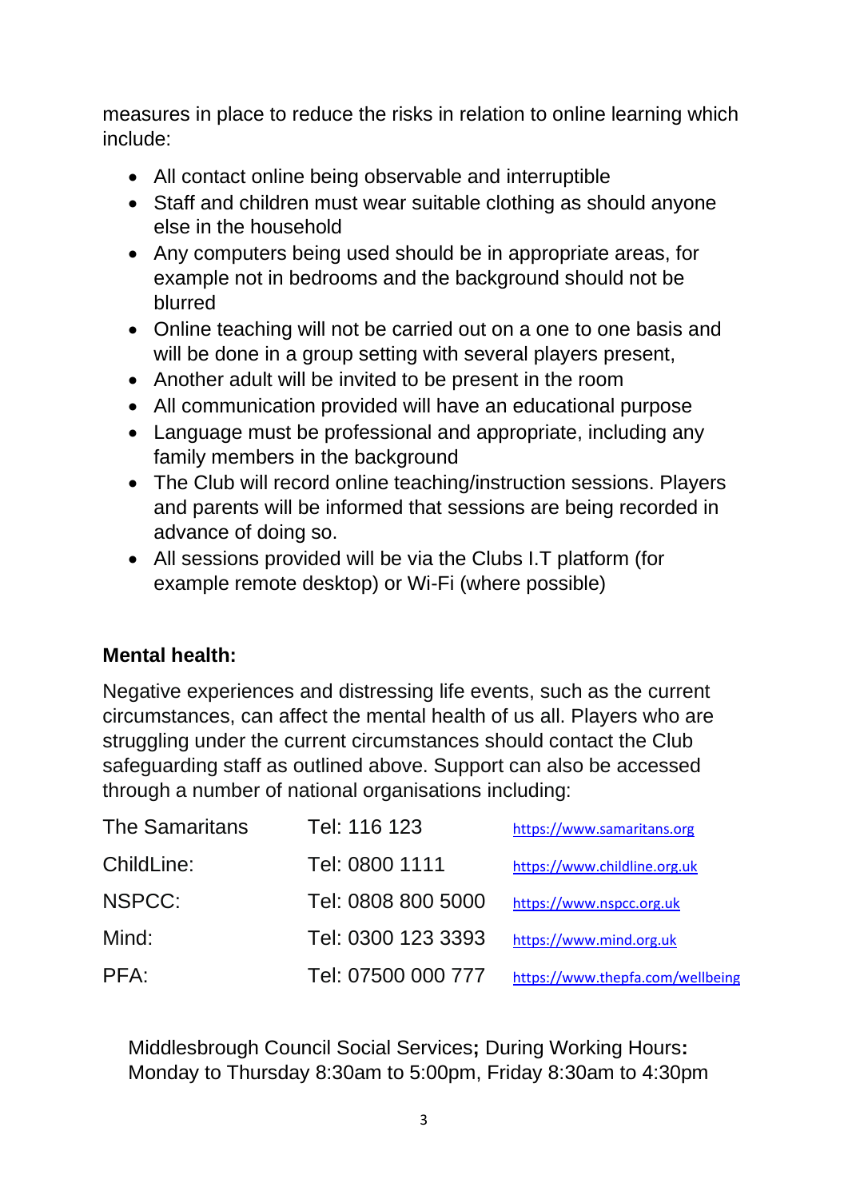measures in place to reduce the risks in relation to online learning which include:

- All contact online being observable and interruptible
- Staff and children must wear suitable clothing as should anyone else in the household
- Any computers being used should be in appropriate areas, for example not in bedrooms and the background should not be blurred
- Online teaching will not be carried out on a one to one basis and will be done in a group setting with several players present,
- Another adult will be invited to be present in the room
- All communication provided will have an educational purpose
- Language must be professional and appropriate, including any family members in the background
- The Club will record online teaching/instruction sessions. Players and parents will be informed that sessions are being recorded in advance of doing so.
- All sessions provided will be via the Clubs I.T platform (for example remote desktop) or Wi-Fi (where possible)

**Mental health:**

Negative experiences and distressing life events, such as the current circumstances, can affect the mental health of us all. Players who are struggling under the current circumstances should contact the Club safeguarding staff as outlined above. Support can also be accessed through a number of national organisations including:

| | | |
|---|---|---|
| The Samaritans | Tel: 116 123 | https://www.samaritans.org |
| ChildLine: | Tel: 0800 1111 | https://www.childline.org.uk |
| NSPCC: | Tel: 0808 800 5000 | https://www.nspcc.org.uk |
| Mind: | Tel: 0300 123 3393 | https://www.mind.org.uk |
| PFA: | Tel: 07500 000 777 | https://www.thepfa.com/wellbeing |

Middlesbrough Council Social Services**;** During Working Hours**:** Monday to Thursday 8:30am to 5:00pm, Friday 8:30am to 4:30pm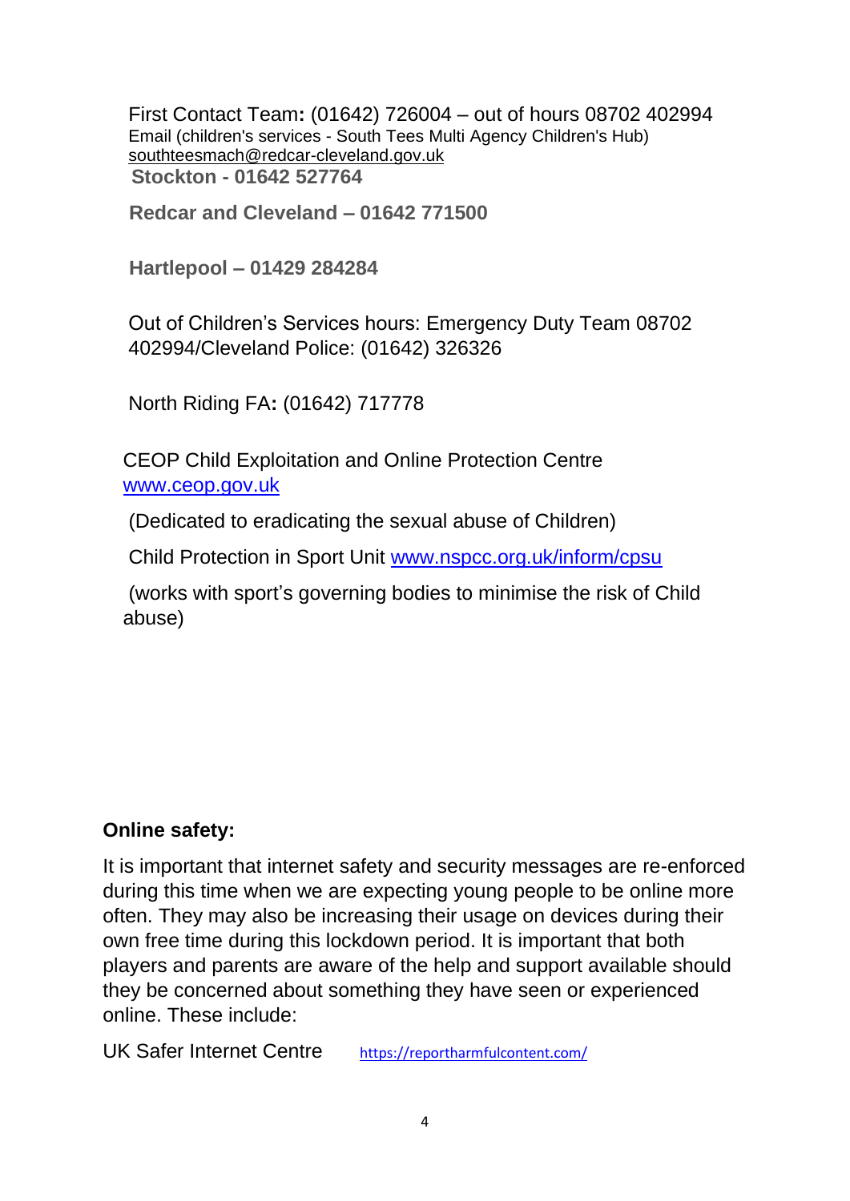First Contact Team**:** (01642) 726004 – out of hours 08702 402994
Email (children's services - South Tees Multi Agency Children's Hub)
southteesmach@redcar-cleveland.gov.uk
**Stockton - 01642 527764**

**Redcar and Cleveland – 01642 771500**

**Hartlepool – 01429 284284**

Out of Children's Services hours: Emergency Duty Team 08702 402994/Cleveland Police: (01642) 326326

North Riding FA**:** (01642) 717778

CEOP Child Exploitation and Online Protection Centre
www.ceop.gov.uk

(Dedicated to eradicating the sexual abuse of Children)

Child Protection in Sport Unit www.nspcc.org.uk/inform/cpsu

(works with sport's governing bodies to minimise the risk of Child abuse)

**Online safety:**

It is important that internet safety and security messages are re-enforced during this time when we are expecting young people to be online more often. They may also be increasing their usage on devices during their own free time during this lockdown period. It is important that both players and parents are aware of the help and support available should they be concerned about something they have seen or experienced online. These include:

UK Safer Internet Centre https://reportharmfulcontent.com/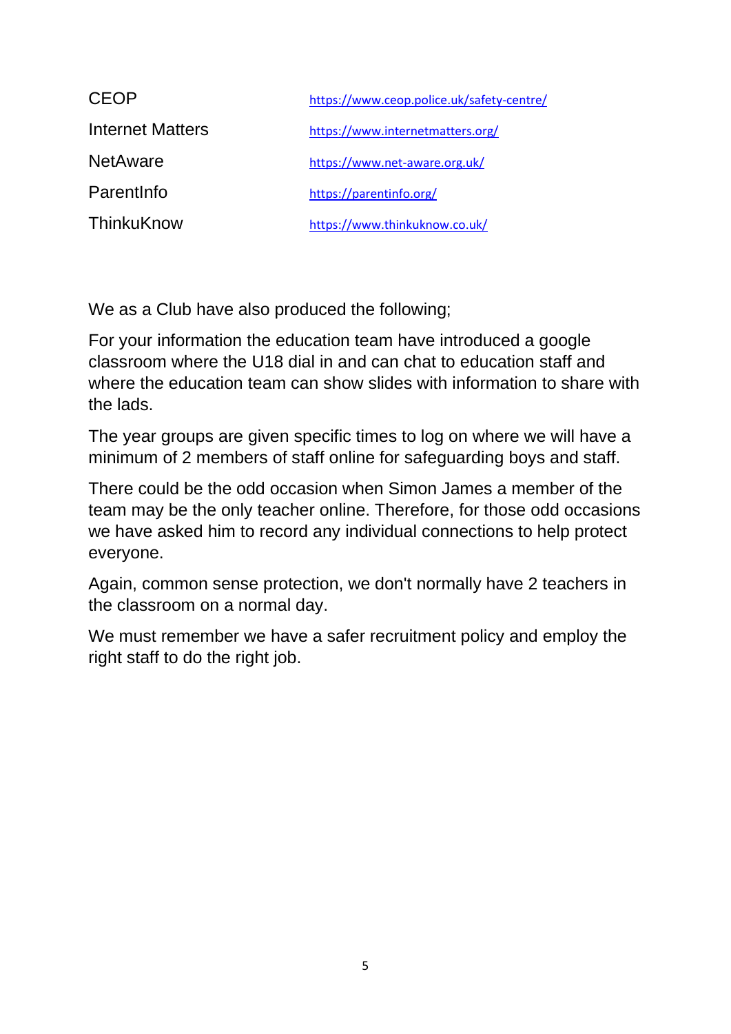| | |
|---|---|
| CEOP | https://www.ceop.police.uk/safety-centre/ |
| Internet Matters | https://www.internetmatters.org/ |
| NetAware | https://www.net-aware.org.uk/ |
| ParentInfo | https://parentinfo.org/ |
| ThinkuKnow | https://www.thinkuknow.co.uk/ |

We as a Club have also produced the following;

For your information the education team have introduced a google classroom where the U18 dial in and can chat to education staff and where the education team can show slides with information to share with the lads.

The year groups are given specific times to log on where we will have a minimum of 2 members of staff online for safeguarding boys and staff.

There could be the odd occasion when Simon James a member of the team may be the only teacher online. Therefore, for those odd occasions we have asked him to record any individual connections to help protect everyone.

Again, common sense protection, we don't normally have 2 teachers in the classroom on a normal day.

We must remember we have a safer recruitment policy and employ the right staff to do the right job.